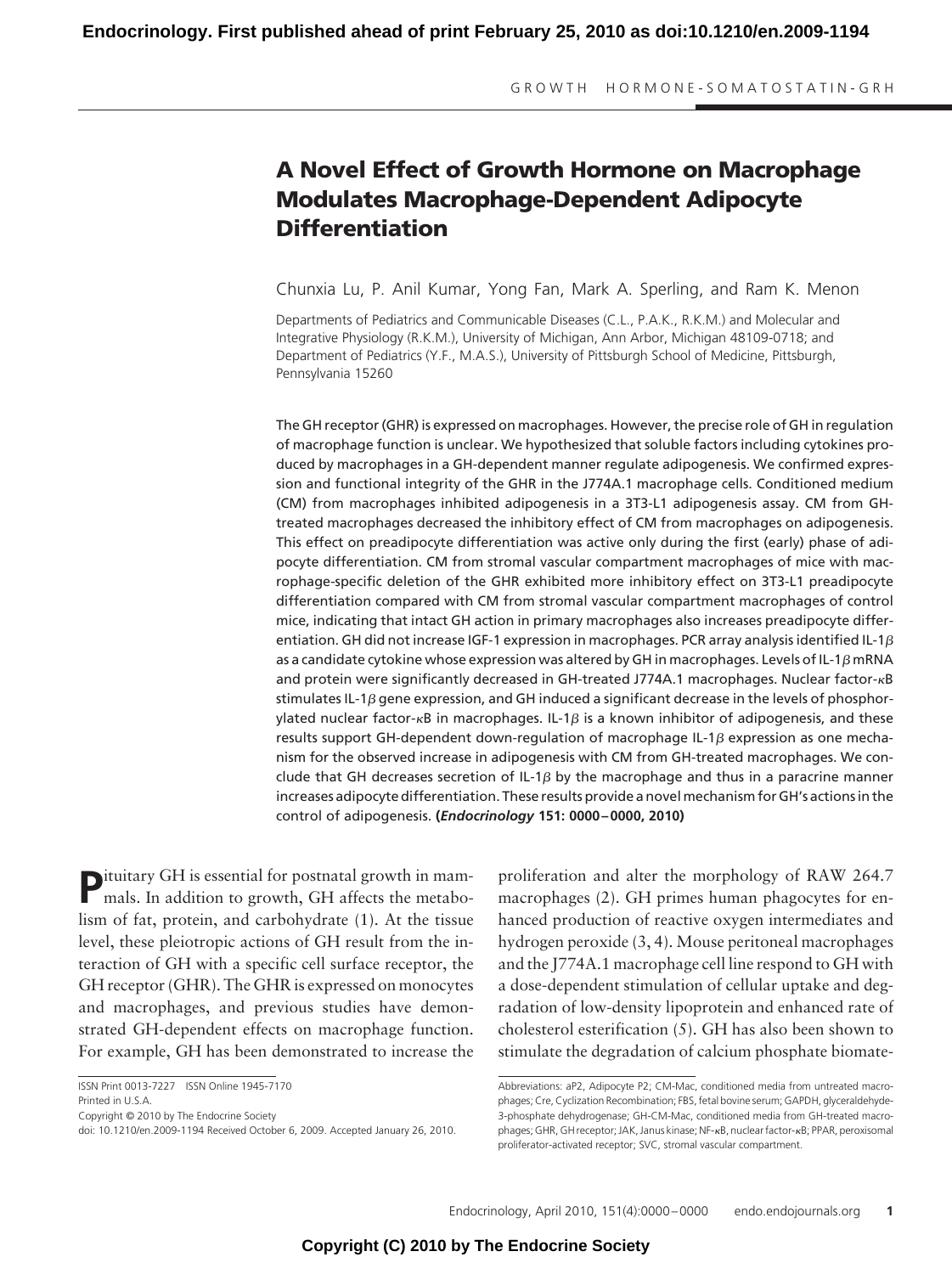# A Novel Effect of Growth Hormone on Macrophage Modulates Macrophage-Dependent Adipocyte Differentiation

Chunxia Lu, P. Anil Kumar, Yong Fan, Mark A. Sperling, and Ram K. Menon

Departments of Pediatrics and Communicable Diseases (C.L., P.A.K., R.K.M.) and Molecular and Integrative Physiology (R.K.M.), University of Michigan, Ann Arbor, Michigan 48109-0718; and Department of Pediatrics (Y.F., M.A.S.), University of Pittsburgh School of Medicine, Pittsburgh, Pennsylvania 15260

**The GH receptor (GHR) is expressed on macrophages. However, the precise role of GH in regulation of macrophage function is unclear. We hypothesized that soluble factors including cytokines produced by macrophages in a GH-dependent manner regulate adipogenesis. We confirmed expression and functional integrity of the GHR in the J774A.1 macrophage cells. Conditioned medium (CM) from macrophages inhibited adipogenesis in a 3T3-L1 adipogenesis assay. CM from GH-treated macrophages decreased the inhibitory effect of CM from macrophages on adipogenesis. This effect on preadipocyte differentiation was active only during the first (early) phase of adipocyte differentiation. CM from stromal vascular compartment macrophages of mice with macrophage-specific deletion of the GHR exhibited more inhibitory effect on 3T3-L1 preadipocyte differentiation compared with CM from stromal vascular compartment macrophages of control mice, indicating that intact GH action in primary macrophages also increases preadipocyte differentiation. GH did not increase IGF-1 expression in macrophages. PCR array analysis identified IL-1$\beta$ as a candidate cytokine whose expression was altered by GH in macrophages. Levels of IL-1$\beta$ mRNA and protein were significantly decreased in GH-treated J774A.1 macrophages. Nuclear factor-$\kappa$B stimulates IL-1$\beta$ gene expression, and GH induced a significant decrease in the levels of phosphorylated nuclear factor-$\kappa$B in macrophages. IL-1$\beta$ is a known inhibitor of adipogenesis, and these results support GH-dependent down-regulation of macrophage IL-1$\beta$ expression as one mechanism for the observed increase in adipogenesis with CM from GH-treated macrophages. We conclude that GH decreases secretion of IL-1$\beta$ by the macrophage and thus in a paracrine manner increases adipocyte differentiation. These results provide a novel mechanism for GH's actions in the control of adipogenesis. (*Endocrinology* 151: 0000–0000, 2010)**

Pituitary GH is essential for postnatal growth in mammals. In addition to growth, GH affects the metabolism of fat, protein, and carbohydrate (1). At the tissue level, these pleiotropic actions of GH result from the interaction of GH with a specific cell surface receptor, the GH receptor (GHR). The GHR is expressed on monocytes and macrophages, and previous studies have demonstrated GH-dependent effects on macrophage function. For example, GH has been demonstrated to increase the proliferation and alter the morphology of RAW 264.7 macrophages (2). GH primes human phagocytes for enhanced production of reactive oxygen intermediates and hydrogen peroxide (3, 4). Mouse peritoneal macrophages and the J774A.1 macrophage cell line respond to GH with a dose-dependent stimulation of cellular uptake and degradation of low-density lipoprotein and enhanced rate of cholesterol esterification (5). GH has also been shown to stimulate the degradation of calcium phosphate biomate-

ISSN Print 0013-7227 ISSN Online 1945-7170
Printed in U.S.A.
Copyright © 2010 by The Endocrine Society
doi: 10.1210/en.2009-1194 Received October 6, 2009. Accepted January 26, 2010.

Abbreviations: aP2, Adipocyte P2; CM-Mac, conditioned media from untreated macrophages; Cre, Cyclization Recombination; FBS, fetal bovine serum; GAPDH, glyceraldehyde-3-phosphate dehydrogenase; GH-CM-Mac, conditioned media from GH-treated macrophages; GHR, GH receptor; JAK, Janus kinase; NF-$\kappa$B, nuclear factor-$\kappa$B; PPAR, peroxisomal proliferator-activated receptor; SVC, stromal vascular compartment.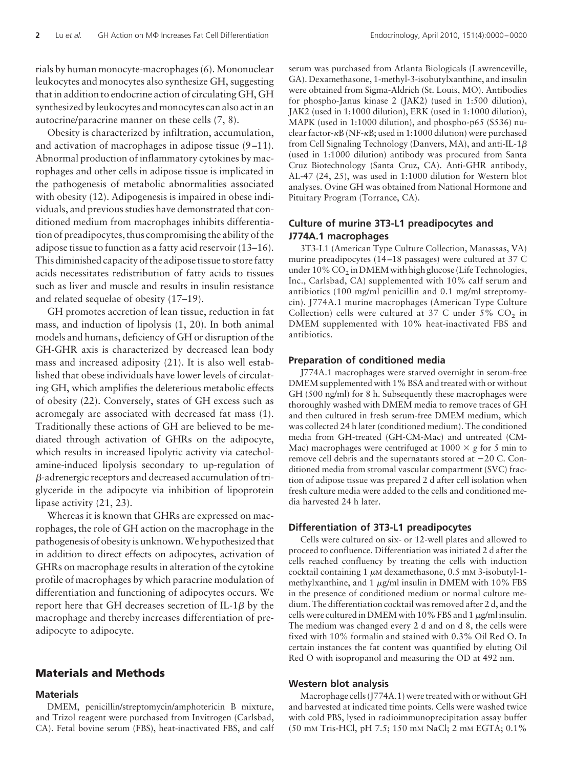rials by human monocyte-macrophages (6). Mononuclear leukocytes and monocytes also synthesize GH, suggesting that in addition to endocrine action of circulating GH, GH synthesized by leukocytes and monocytes can also act in an autocrine/paracrine manner on these cells (7, 8).

Obesity is characterized by infiltration, accumulation, and activation of macrophages in adipose tissue (9–11). Abnormal production of inflammatory cytokines by macrophages and other cells in adipose tissue is implicated in the pathogenesis of metabolic abnormalities associated with obesity (12). Adipogenesis is impaired in obese individuals, and previous studies have demonstrated that conditioned medium from macrophages inhibits differentiation of preadipocytes, thus compromising the ability of the adipose tissue to function as a fatty acid reservoir (13–16). This diminished capacity of the adipose tissue to store fatty acids necessitates redistribution of fatty acids to tissues such as liver and muscle and results in insulin resistance and related sequelae of obesity (17–19).

GH promotes accretion of lean tissue, reduction in fat mass, and induction of lipolysis (1, 20). In both animal models and humans, deficiency of GH or disruption of the GH-GHR axis is characterized by decreased lean body mass and increased adiposity (21). It is also well established that obese individuals have lower levels of circulating GH, which amplifies the deleterious metabolic effects of obesity (22). Conversely, states of GH excess such as acromegaly are associated with decreased fat mass (1). Traditionally these actions of GH are believed to be mediated through activation of GHRs on the adipocyte, which results in increased lipolytic activity via catecholamine-induced lipolysis secondary to up-regulation of $\beta$-adrenergic receptors and decreased accumulation of triglyceride in the adipocyte via inhibition of lipoprotein lipase activity (21, 23).

Whereas it is known that GHRs are expressed on macrophages, the role of GH action on the macrophage in the pathogenesis of obesity is unknown. We hypothesized that in addition to direct effects on adipocytes, activation of GHRs on macrophage results in alteration of the cytokine profile of macrophages by which paracrine modulation of differentiation and functioning of adipocytes occurs. We report here that GH decreases secretion of IL-1$\beta$ by the macrophage and thereby increases differentiation of preadipocyte to adipocyte.

## Materials and Methods

### Materials

DMEM, penicillin/streptomycin/amphotericin B mixture, and Trizol reagent were purchased from Invitrogen (Carlsbad, CA). Fetal bovine serum (FBS), heat-inactivated FBS, and calf serum was purchased from Atlanta Biologicals (Lawrenceville, GA). Dexamethasone, 1-methyl-3-isobutylxanthine, and insulin were obtained from Sigma-Aldrich (St. Louis, MO). Antibodies for phospho-Janus kinase 2 (JAK2) (used in 1:500 dilution), JAK2 (used in 1:1000 dilution), ERK (used in 1:1000 dilution), MAPK (used in 1:1000 dilution), and phospho-p65 (S536) nuclear factor-$\kappa$B (NF-$\kappa$B; used in 1:1000 dilution) were purchased from Cell Signaling Technology (Danvers, MA), and anti-IL-1$\beta$ (used in 1:1000 dilution) antibody was procured from Santa Cruz Biotechnology (Santa Cruz, CA). Anti-GHR antibody, AL-47 (24, 25), was used in 1:1000 dilution for Western blot analyses. Ovine GH was obtained from National Hormone and Pituitary Program (Torrance, CA).

### Culture of murine 3T3-L1 preadipocytes and J774A.1 macrophages

3T3-L1 (American Type Culture Collection, Manassas, VA) murine preadipocytes (14–18 passages) were cultured at 37 C under 10% $CO_2$ in DMEM with high glucose (Life Technologies, Inc., Carlsbad, CA) supplemented with 10% calf serum and antibiotics (100 mg/ml penicillin and 0.1 mg/ml streptomycin). J774A.1 murine macrophages (American Type Culture Collection) cells were cultured at 37 C under 5% $CO_2$ in DMEM supplemented with 10% heat-inactivated FBS and antibiotics.

### Preparation of conditioned media

J774A.1 macrophages were starved overnight in serum-free DMEM supplemented with 1% BSA and treated with or without GH (500 ng/ml) for 8 h. Subsequently these macrophages were thoroughly washed with DMEM media to remove traces of GH and then cultured in fresh serum-free DMEM medium, which was collected 24 h later (conditioned medium). The conditioned media from GH-treated (GH-CM-Mac) and untreated (CM-Mac) macrophages were centrifuged at 1000 × *g* for 5 min to remove cell debris and the supernatants stored at −20 C. Conditioned media from stromal vascular compartment (SVC) fraction of adipose tissue was prepared 2 d after cell isolation when fresh culture media were added to the cells and conditioned media harvested 24 h later.

### Differentiation of 3T3-L1 preadipocytes

Cells were cultured on six- or 12-well plates and allowed to proceed to confluence. Differentiation was initiated 2 d after the cells reached confluency by treating the cells with induction cocktail containing 1 $\mu$M dexamethasone, 0.5 mM 3-isobutyl-1-methylxanthine, and 1 $\mu$g/ml insulin in DMEM with 10% FBS in the presence of conditioned medium or normal culture medium. The differentiation cocktail was removed after 2 d, and the cells were cultured in DMEM with 10% FBS and 1 $\mu$g/ml insulin. The medium was changed every 2 d and on d 8, the cells were fixed with 10% formalin and stained with 0.3% Oil Red O. In certain instances the fat content was quantified by eluting Oil Red O with isopropanol and measuring the OD at 492 nm.

### Western blot analysis

Macrophage cells (J774A.1) were treated with or without GH and harvested at indicated time points. Cells were washed twice with cold PBS, lysed in radioimmunoprecipitation assay buffer (50 mM Tris-HCl, pH 7.5; 150 mM NaCl; 2 mM EGTA; 0.1%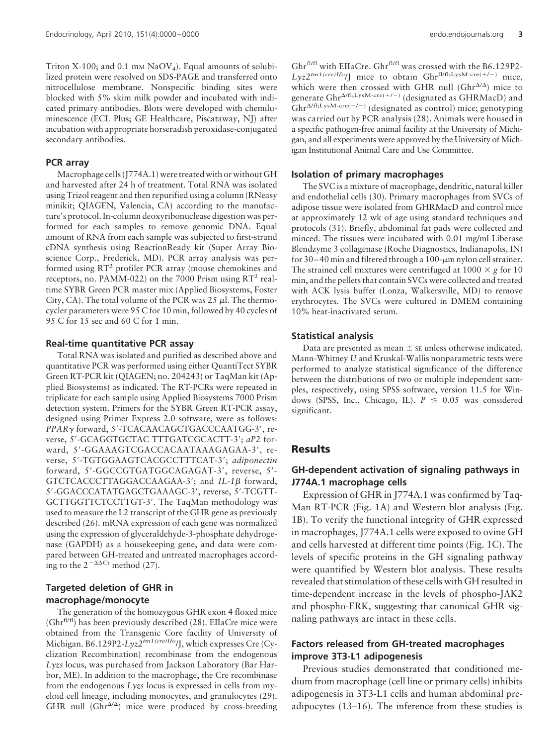Triton X-100; and 0.1 mM $NaOV_4$). Equal amounts of solubilized protein were resolved on SDS-PAGE and transferred onto nitrocellulose membrane. Nonspecific binding sites were blocked with 5% skim milk powder and incubated with indicated primary antibodies. Blots were developed with chemiluminescence (ECL Plus; GE Healthcare, Piscataway, NJ) after incubation with appropriate horseradish peroxidase-conjugated secondary antibodies.

### PCR array

Macrophage cells (J774A.1) were treated with or without GH and harvested after 24 h of treatment. Total RNA was isolated using Trizol reagent and then repurified using a column (RNeasy minikit; QIAGEN, Valencia, CA) according to the manufacture's protocol. In-column deoxyribonuclease digestion was performed for each samples to remove genomic DNA. Equal amount of RNA from each sample was subjected to first-strand cDNA synthesis using ReactionReady kit (Super Array Bioscience Corp., Frederick, MD). PCR array analysis was performed using $RT^2$ profiler PCR array (mouse chemokines and receptors, no. PAMM-022) on the 7000 Prism using $RT^2$ real-time SYBR Green PCR master mix (Applied Biosystems, Foster City, CA). The total volume of the PCR was 25 μl. The thermocycler parameters were 95 C for 10 min, followed by 40 cycles of 95 C for 15 sec and 60 C for 1 min.

### Real-time quantitative PCR assay

Total RNA was isolated and purified as described above and quantitative PCR was performed using either QuantiTect SYBR Green RT-PCR kit (QIAGEN; no. 204243) or TaqMan kit (Applied Biosystems) as indicated. The RT-PCRs were repeated in triplicate for each sample using Applied Biosystems 7000 Prism detection system. Primers for the SYBR Green RT-PCR assay, designed using Primer Express 2.0 software, were as follows: *PPARγ* forward, 5′-TCACAACAGCTGACCCAATGG-3′, reverse, 5′-GCAGGTGCTAC TTTGATCGCACTT-3′; *aP2* forward, 5′-GGAAAGTCGACCACAATAAAGAGAA-3′, reverse, 5′-TGTGGAAGTCACGCCTTTCAT-3′; *adiponectin* forward, 5′-GGCCGTGATGGCAGAGAT-3′, reverse, 5′-GTCTCACCCTTAGGACCAAGAA-3′; and *IL-1β* forward, 5′-GGACCCATATGAGCTGAAAGC-3′, reverse, 5′-TCGTTGCTTGGTTCTCCTTGT-3′. The TaqMan methodology was used to measure the L2 transcript of the GHR gene as previously described (26). mRNA expression of each gene was normalized using the expression of glyceraldehyde-3-phosphate dehydrogenase (GAPDH) as a housekeeping gene, and data were compared between GH-treated and untreated macrophages according to the $2^{-\Delta\Delta Ct}$ method (27).

### Targeted deletion of GHR in macrophage/monocyte

The generation of the homozygous GHR exon 4 floxed mice ($Ghr^{fl/fl}$) has been previously described (28). EIIaCre mice were obtained from the Transgenic Core facility of University of Michigan. B6.129P2-$Lyz2^{tm1(cre)Ifo}$/J, which expresses Cre (Cyclization Recombination) recombinase from the endogenous *Lyzs* locus, was purchased from Jackson Laboratory (Bar Harbor, ME). In addition to the macrophage, the Cre recombinase from the endogenous *Lyzs* locus is expressed in cells from myeloid cell lineage, including monocytes, and granulocytes (29). GHR null ($Ghr^{\Delta/\Delta}$) mice were produced by cross-breeding $Ghr^{fl/fl}$ with EIIaCre. $Ghr^{fl/fl}$ was crossed with the B6.129P2-$Lyz2^{tm1(cre)Ifo}$/J mice to obtain $Ghr^{fl/fl;LysM\text{-}cre(+/-)}$ mice, which were then crossed with GHR null ($Ghr^{\Delta/\Delta}$) mice to generate $Ghr^{\Delta/fl;LysM\text{-}cre(+/-)}$ (designated as GHRMacD) and $Ghr^{\Delta/fl;LysM\text{-}cre(-/-)}$ (designated as control) mice; genotyping was carried out by PCR analysis (28). Animals were housed in a specific pathogen-free animal facility at the University of Michigan, and all experiments were approved by the University of Michigan Institutional Animal Care and Use Committee.

### Isolation of primary macrophages

The SVC is a mixture of macrophage, dendritic, natural killer and endothelial cells (30). Primary macrophages from SVCs of adipose tissue were isolated from GHRMacD and control mice at approximately 12 wk of age using standard techniques and protocols (31). Briefly, abdominal fat pads were collected and minced. The tissues were incubated with 0.01 mg/ml Liberase Blendzyme 3 collagenase (Roche Diagnostics, Indianapolis, IN) for 30–40 min and filtered through a 100-μm nylon cell strainer. The strained cell mixtures were centrifuged at 1000 × *g* for 10 min, and the pellets that contain SVCs were collected and treated with ACK lysis buffer (Lonza, Walkersville, MD) to remove erythrocytes. The SVCs were cultured in DMEM containing 10% heat-inactivated serum.

### Statistical analysis

Data are presented as mean ± SE unless otherwise indicated. Mann-Whitney *U* and Kruskal-Wallis nonparametric tests were performed to analyze statistical significance of the difference between the distributions of two or multiple independent samples, respectively, using SPSS software, version 11.5 for Windows (SPSS, Inc., Chicago, IL). $P \leq 0.05$ was considered significant.

## Results

### GH-dependent activation of signaling pathways in J774A.1 macrophage cells

Expression of GHR in J774A.1 was confirmed by TaqMan RT-PCR (Fig. 1A) and Western blot analysis (Fig. 1B). To verify the functional integrity of GHR expressed in macrophages, J774A.1 cells were exposed to ovine GH and cells harvested at different time points (Fig. 1C). The levels of specific proteins in the GH signaling pathway were quantified by Western blot analysis. These results revealed that stimulation of these cells with GH resulted in time-dependent increase in the levels of phospho-JAK2 and phospho-ERK, suggesting that canonical GHR signaling pathways are intact in these cells.

### Factors released from GH-treated macrophages improve 3T3-L1 adipogenesis

Previous studies demonstrated that conditioned medium from macrophage (cell line or primary cells) inhibits adipogenesis in 3T3-L1 cells and human abdominal preadipocytes (13–16). The inference from these studies is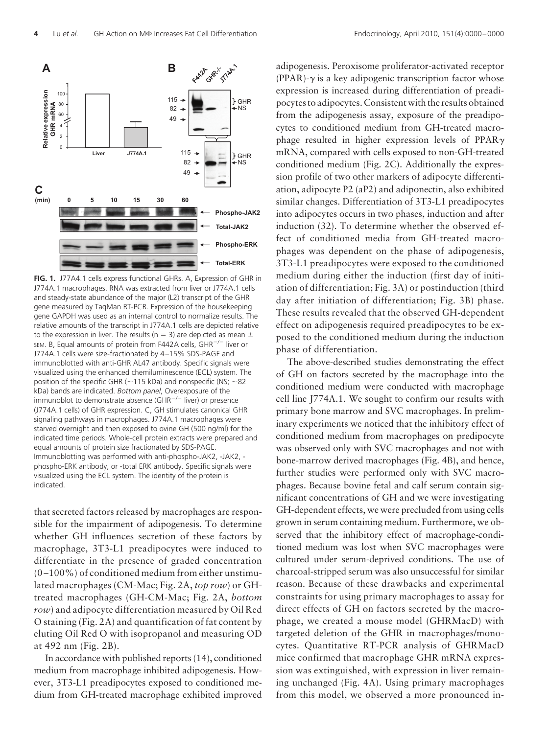**FIG. 1.** J77A4.1 cells express functional GHRs. A, Expression of GHR in J774A.1 macrophages. RNA was extracted from liver or J774A.1 cells and steady-state abundance of the major (L2) transcript of the GHR gene measured by TaqMan RT-PCR. Expression of the housekeeping gene GAPDH was used as an internal control to normalize results. The relative amounts of the transcript in J774A.1 cells are depicted relative to the expression in liver. The results (n = 3) are depicted as mean ± SEM. B, Equal amounts of protein from F442A cells, GHR$^{-/-}$ liver or J774A.1 cells were size-fractionated by 4–15% SDS-PAGE and immunoblotted with anti-GHR AL47 antibody. Specific signals were visualized using the enhanced chemiluminescence (ECL) system. The position of the specific GHR (~115 kDa) and nonspecific (NS; ~82 kDa) bands are indicated. *Bottom panel*, Overexposure of the immunoblot to demonstrate absence (GHR$^{-/-}$ liver) or presence (J774A.1 cells) of GHR expression. C, GH stimulates canonical GHR signaling pathways in macrophages. J774A.1 macrophages were starved overnight and then exposed to ovine GH (500 ng/ml) for the indicated time periods. Whole-cell protein extracts were prepared and equal amounts of protein size fractionated by SDS-PAGE. Immunoblotting was performed with anti-phospho-JAK2, -JAK2, -phospho-ERK antibody, or -total ERK antibody. Specific signals were visualized using the ECL system. The identity of the protein is indicated.

that secreted factors released by macrophages are responsible for the impairment of adipogenesis. To determine whether GH influences secretion of these factors by macrophage, 3T3-L1 preadipocytes were induced to differentiate in the presence of graded concentration (0–100%) of conditioned medium from either unstimulated macrophages (CM-Mac; Fig. 2A, *top row*) or GH-treated macrophages (GH-CM-Mac; Fig. 2A, *bottom row*) and adipocyte differentiation measured by Oil Red O staining (Fig. 2A) and quantification of fat content by eluting Oil Red O with isopropanol and measuring OD at 492 nm (Fig. 2B).

In accordance with published reports (14), conditioned medium from macrophage inhibited adipogenesis. However, 3T3-L1 preadipocytes exposed to conditioned medium from GH-treated macrophage exhibited improved adipogenesis. Peroxisome proliferator-activated receptor (PPAR)-$\gamma$ is a key adipogenic transcription factor whose expression is increased during differentiation of preadipocytes to adipocytes. Consistent with the results obtained from the adipogenesis assay, exposure of the preadipocytes to conditioned medium from GH-treated macrophage resulted in higher expression levels of PPAR$\gamma$ mRNA, compared with cells exposed to non-GH-treated conditioned medium (Fig. 2C). Additionally the expression profile of two other markers of adipocyte differentiation, adipocyte P2 (aP2) and adiponectin, also exhibited similar changes. Differentiation of 3T3-L1 preadipocytes into adipocytes occurs in two phases, induction and after induction (32). To determine whether the observed effect of conditioned media from GH-treated macrophages was dependent on the phase of adipogenesis, 3T3-L1 preadipocytes were exposed to the conditioned medium during either the induction (first day of initiation of differentiation; Fig. 3A) or postinduction (third day after initiation of differentiation; Fig. 3B) phase. These results revealed that the observed GH-dependent effect on adipogenesis required preadipocytes to be exposed to the conditioned medium during the induction phase of differentiation.

The above-described studies demonstrating the effect of GH on factors secreted by the macrophage into the conditioned medium were conducted with macrophage cell line J774A.1. We sought to confirm our results with primary bone marrow and SVC macrophages. In preliminary experiments we noticed that the inhibitory effect of conditioned medium from macrophages on predipocyte was observed only with SVC macrophages and not with bone-marrow derived macrophages (Fig. 4B), and hence, further studies were performed only with SVC macrophages. Because bovine fetal and calf serum contain significant concentrations of GH and we were investigating GH-dependent effects, we were precluded from using cells grown in serum containing medium. Furthermore, we observed that the inhibitory effect of macrophage-conditioned medium was lost when SVC macrophages were cultured under serum-deprived conditions. The use of charcoal-stripped serum was also unsuccessful for similar reason. Because of these drawbacks and experimental constraints for using primary macrophages to assay for direct effects of GH on factors secreted by the macrophage, we created a mouse model (GHRMacD) with targeted deletion of the GHR in macrophages/monocytes. Quantitative RT-PCR analysis of GHRMacD mice confirmed that macrophage GHR mRNA expression was extinguished, with expression in liver remaining unchanged (Fig. 4A). Using primary macrophages from this model, we observed a more pronounced in-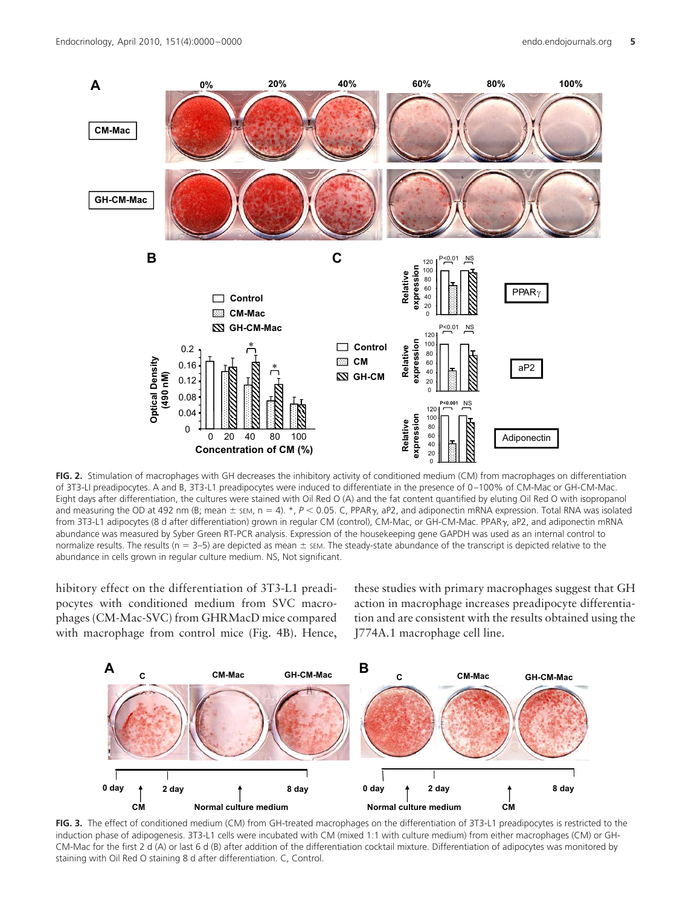**FIG. 2.** Stimulation of macrophages with GH decreases the inhibitory activity of conditioned medium (CM) from macrophages on differentiation of 3T3-LI preadipocytes. A and B, 3T3-L1 preadipocytes were induced to differentiate in the presence of 0–100% of CM-Mac or GH-CM-Mac. Eight days after differentiation, the cultures were stained with Oil Red O (A) and the fat content quantified by eluting Oil Red O with isopropanol and measuring the OD at 492 nm (B; mean ± SEM, n = 4). *, $P < 0.05$. C, PPARγ, aP2, and adiponectin mRNA expression. Total RNA was isolated from 3T3-L1 adipocytes (8 d after differentiation) grown in regular CM (control), CM-Mac, or GH-CM-Mac. PPARγ, aP2, and adiponectin mRNA abundance was measured by Syber Green RT-PCR analysis. Expression of the housekeeping gene GAPDH was used as an internal control to normalize results. The results (n = 3–5) are depicted as mean ± SEM. The steady-state abundance of the transcript is depicted relative to the abundance in cells grown in regular culture medium. NS, Not significant.

hibitory effect on the differentiation of 3T3-L1 preadipocytes with conditioned medium from SVC macrophages (CM-Mac-SVC) from GHRMacD mice compared with macrophage from control mice (Fig. 4B). Hence, these studies with primary macrophages suggest that GH action in macrophage increases preadipocyte differentiation and are consistent with the results obtained using the J774A.1 macrophage cell line.

**FIG. 3.** The effect of conditioned medium (CM) from GH-treated macrophages on the differentiation of 3T3-L1 preadipocytes is restricted to the induction phase of adipogenesis. 3T3-L1 cells were incubated with CM (mixed 1:1 with culture medium) from either macrophages (CM) or GH-CM-Mac for the first 2 d (A) or last 6 d (B) after addition of the differentiation cocktail mixture. Differentiation of adipocytes was monitored by staining with Oil Red O staining 8 d after differentiation. C, Control.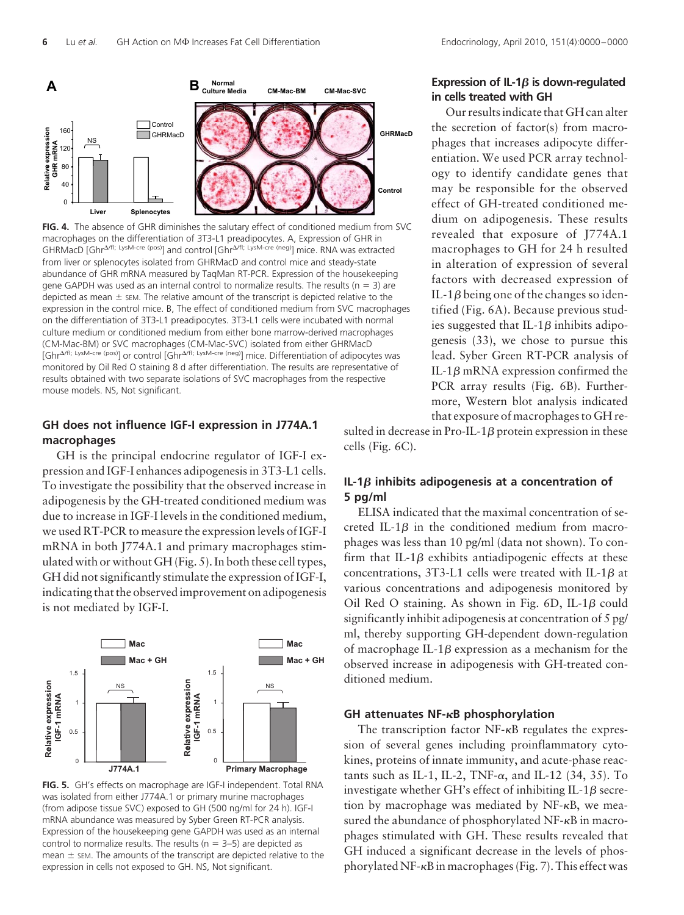**FIG. 4.** The absence of GHR diminishes the salutary effect of conditioned medium from SVC macrophages on the differentiation of 3T3-L1 preadipocytes. A, Expression of GHR in GHRMacD [Ghr$^{\Delta/fl;\ LysM\text{-}cre\ (pos)}$] and control [Ghr$^{\Delta/fl;\ LysM\text{-}cre\ (neg)}$] mice. RNA was extracted from liver or splenocytes isolated from GHRMacD and control mice and steady-state abundance of GHR mRNA measured by TaqMan RT-PCR. Expression of the housekeeping gene GAPDH was used as an internal control to normalize results. The results ($n = 3$) are depicted as mean ± SEM. The relative amount of the transcript is depicted relative to the expression in the control mice. B, The effect of conditioned medium from SVC macrophages on the differentiation of 3T3-L1 preadipocytes. 3T3-L1 cells were incubated with normal culture medium or conditioned medium from either bone marrow-derived macrophages (CM-Mac-BM) or SVC macrophages (CM-Mac-SVC) isolated from either GHRMacD [Ghr$^{\Delta/fl;\ LysM\text{-}cre\ (pos)}$] or control [Ghr$^{\Delta/fl;\ LysM\text{-}cre\ (neg)}$] mice. Differentiation of adipocytes was monitored by Oil Red O staining 8 d after differentiation. The results are representative of results obtained with two separate isolations of SVC macrophages from the respective mouse models. NS, Not significant.

## GH does not influence IGF-I expression in J774A.1 macrophages

GH is the principal endocrine regulator of IGF-I expression and IGF-I enhances adipogenesis in 3T3-L1 cells. To investigate the possibility that the observed increase in adipogenesis by the GH-treated conditioned medium was due to increase in IGF-I levels in the conditioned medium, we used RT-PCR to measure the expression levels of IGF-I mRNA in both J774A.1 and primary macrophages stimulated with or without GH (Fig. 5). In both these cell types, GH did not significantly stimulate the expression of IGF-I, indicating that the observed improvement on adipogenesis is not mediated by IGF-I.

**FIG. 5.** GH's effects on macrophage are IGF-I independent. Total RNA was isolated from either J774A.1 or primary murine macrophages (from adipose tissue SVC) exposed to GH (500 ng/ml for 24 h). IGF-I mRNA abundance was measured by Syber Green RT-PCR analysis. Expression of the housekeeping gene GAPDH was used as an internal control to normalize results. The results ($n = 3$–$5$) are depicted as mean ± SEM. The amounts of the transcript are depicted relative to the expression in cells not exposed to GH. NS, Not significant.

## Expression of IL-1β is down-regulated in cells treated with GH

Our results indicate that GH can alter the secretion of factor(s) from macrophages that increases adipocyte differentiation. We used PCR array technology to identify candidate genes that may be responsible for the observed effect of GH-treated conditioned medium on adipogenesis. These results revealed that exposure of J774A.1 macrophages to GH for 24 h resulted in alteration of expression of several factors with decreased expression of IL-1β being one of the changes so identified (Fig. 6A). Because previous studies suggested that IL-1β inhibits adipogenesis (33), we chose to pursue this lead. Syber Green RT-PCR analysis of IL-1β mRNA expression confirmed the PCR array results (Fig. 6B). Furthermore, Western blot analysis indicated that exposure of macrophages to GH resulted in decrease in Pro-IL-1β protein expression in these cells (Fig. 6C).

## IL-1β inhibits adipogenesis at a concentration of 5 pg/ml

ELISA indicated that the maximal concentration of secreted IL-1β in the conditioned medium from macrophages was less than 10 pg/ml (data not shown). To confirm that IL-1β exhibits antiadipogenic effects at these concentrations, 3T3-L1 cells were treated with IL-1β at various concentrations and adipogenesis monitored by Oil Red O staining. As shown in Fig. 6D, IL-1β could significantly inhibit adipogenesis at concentration of 5 pg/ml, thereby supporting GH-dependent down-regulation of macrophage IL-1β expression as a mechanism for the observed increase in adipogenesis with GH-treated conditioned medium.

## GH attenuates NF-κB phosphorylation

The transcription factor NF-κB regulates the expression of several genes including proinflammatory cytokines, proteins of innate immunity, and acute-phase reactants such as IL-1, IL-2, TNF-α, and IL-12 (34, 35). To investigate whether GH's effect of inhibiting IL-1β secretion by macrophage was mediated by NF-κB, we measured the abundance of phosphorylated NF-κB in macrophages stimulated with GH. These results revealed that GH induced a significant decrease in the levels of phosphorylated NF-κB in macrophages (Fig. 7). This effect was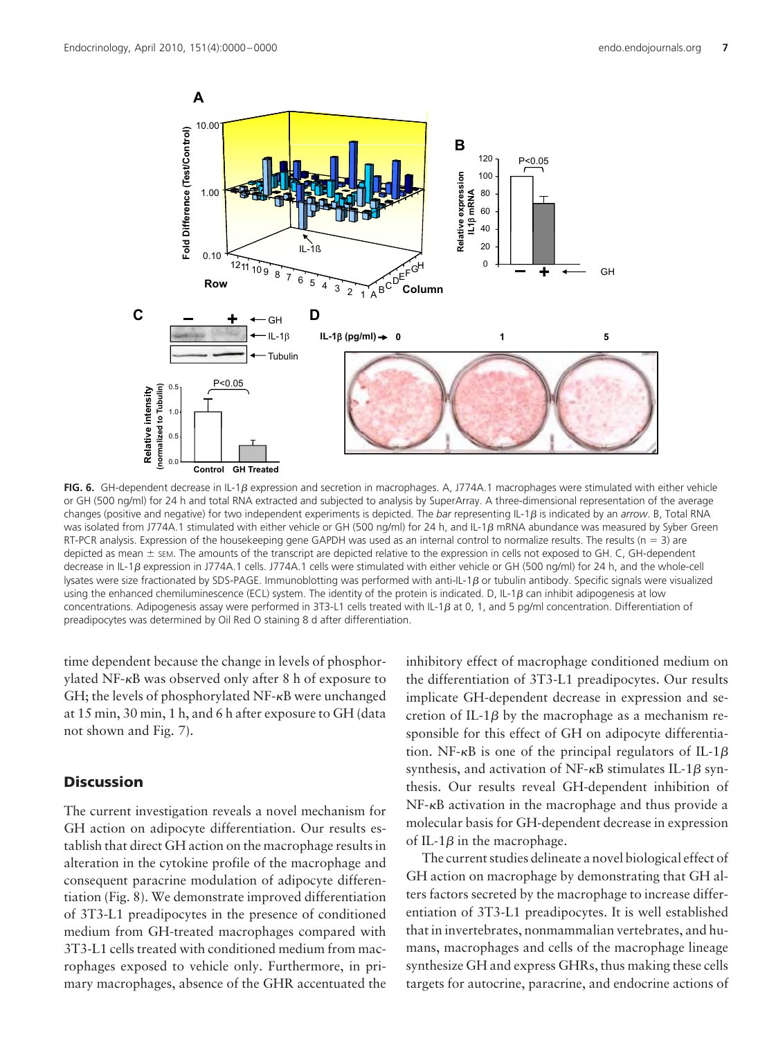**FIG. 6.** GH-dependent decrease in IL-1$\beta$ expression and secretion in macrophages. A, J774A.1 macrophages were stimulated with either vehicle or GH (500 ng/ml) for 24 h and total RNA extracted and subjected to analysis by SuperArray. A three-dimensional representation of the average changes (positive and negative) for two independent experiments is depicted. The *bar* representing IL-1$\beta$ is indicated by an *arrow*. B, Total RNA was isolated from J774A.1 stimulated with either vehicle or GH (500 ng/ml) for 24 h, and IL-1$\beta$ mRNA abundance was measured by Syber Green RT-PCR analysis. Expression of the housekeeping gene GAPDH was used as an internal control to normalize results. The results ($n = 3$) are depicted as mean ± SEM. The amounts of the transcript are depicted relative to the expression in cells not exposed to GH. C, GH-dependent decrease in IL-1$\beta$ expression in J774A.1 cells. J774A.1 cells were stimulated with either vehicle or GH (500 ng/ml) for 24 h, and the whole-cell lysates were size fractionated by SDS-PAGE. Immunoblotting was performed with anti-IL-1$\beta$ or tubulin antibody. Specific signals were visualized using the enhanced chemiluminescence (ECL) system. The identity of the protein is indicated. D, IL-1$\beta$ can inhibit adipogenesis at low concentrations. Adipogenesis assay were performed in 3T3-L1 cells treated with IL-1$\beta$ at 0, 1, and 5 pg/ml concentration. Differentiation of preadipocytes was determined by Oil Red O staining 8 d after differentiation.

time dependent because the change in levels of phosphorylated NF-$\kappa$B was observed only after 8 h of exposure to GH; the levels of phosphorylated NF-$\kappa$B were unchanged at 15 min, 30 min, 1 h, and 6 h after exposure to GH (data not shown and Fig. 7).

## Discussion

The current investigation reveals a novel mechanism for GH action on adipocyte differentiation. Our results establish that direct GH action on the macrophage results in alteration in the cytokine profile of the macrophage and consequent paracrine modulation of adipocyte differentiation (Fig. 8). We demonstrate improved differentiation of 3T3-L1 preadipocytes in the presence of conditioned medium from GH-treated macrophages compared with 3T3-L1 cells treated with conditioned medium from macrophages exposed to vehicle only. Furthermore, in primary macrophages, absence of the GHR accentuated the inhibitory effect of macrophage conditioned medium on the differentiation of 3T3-L1 preadipocytes. Our results implicate GH-dependent decrease in expression and secretion of IL-1$\beta$ by the macrophage as a mechanism responsible for this effect of GH on adipocyte differentiation. NF-$\kappa$B is one of the principal regulators of IL-1$\beta$ synthesis, and activation of NF-$\kappa$B stimulates IL-1$\beta$ synthesis. Our results reveal GH-dependent inhibition of NF-$\kappa$B activation in the macrophage and thus provide a molecular basis for GH-dependent decrease in expression of IL-1$\beta$ in the macrophage.

The current studies delineate a novel biological effect of GH action on macrophage by demonstrating that GH alters factors secreted by the macrophage to increase differentiation of 3T3-L1 preadipocytes. It is well established that in invertebrates, nonmammalian vertebrates, and humans, macrophages and cells of the macrophage lineage synthesize GH and express GHRs, thus making these cells targets for autocrine, paracrine, and endocrine actions of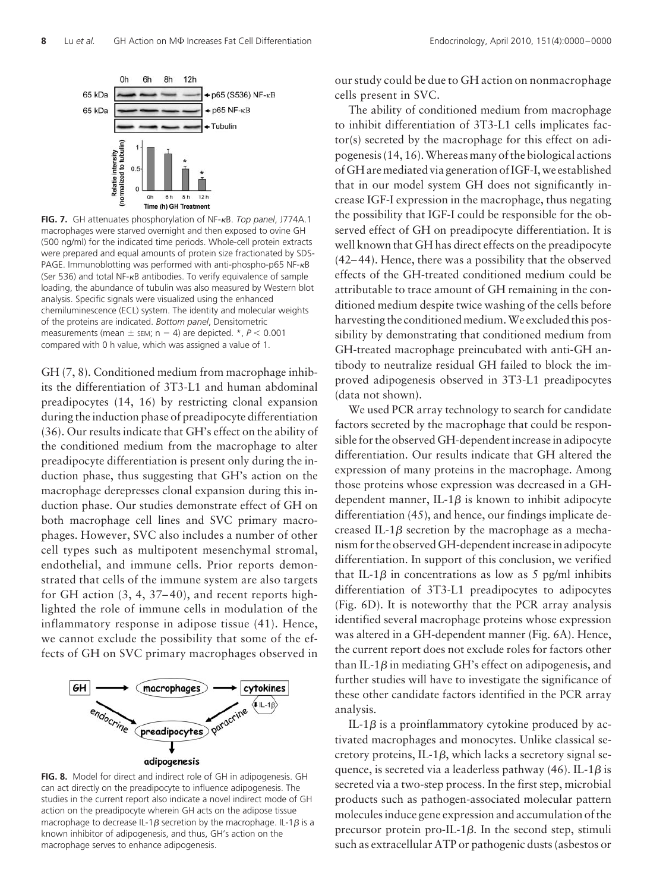**FIG. 7.** GH attenuates phosphorylation of NF-κB. *Top panel*, J774A.1 macrophages were starved overnight and then exposed to ovine GH (500 ng/ml) for the indicated time periods. Whole-cell protein extracts were prepared and equal amounts of protein size fractionated by SDS-PAGE. Immunoblotting was performed with anti-phospho-p65 NF-κB (Ser 536) and total NF-κB antibodies. To verify equivalence of sample loading, the abundance of tubulin was also measured by Western blot analysis. Specific signals were visualized using the enhanced chemiluminescence (ECL) system. The identity and molecular weights of the proteins are indicated. *Bottom panel*, Densitometric measurements (mean ± SEM; n = 4) are depicted. *, $P < 0.001$ compared with 0 h value, which was assigned a value of 1.

GH (7, 8). Conditioned medium from macrophage inhibits the differentiation of 3T3-L1 and human abdominal preadipocytes (14, 16) by restricting clonal expansion during the induction phase of preadipocyte differentiation (36). Our results indicate that GH's effect on the ability of the conditioned medium from the macrophage to alter preadipocyte differentiation is present only during the induction phase, thus suggesting that GH's action on the macrophage derepresses clonal expansion during this induction phase. Our studies demonstrate effect of GH on both macrophage cell lines and SVC primary macrophages. However, SVC also includes a number of other cell types such as multipotent mesenchymal stromal, endothelial, and immune cells. Prior reports demonstrated that cells of the immune system are also targets for GH action (3, 4, 37–40), and recent reports highlighted the role of immune cells in modulation of the inflammatory response in adipose tissue (41). Hence, we cannot exclude the possibility that some of the effects of GH on SVC primary macrophages observed in our study could be due to GH action on nonmacrophage cells present in SVC.

**FIG. 8.** Model for direct and indirect role of GH in adipogenesis. GH can act directly on the preadipocyte to influence adipogenesis. The studies in the current report also indicate a novel indirect mode of GH action on the preadipocyte wherein GH acts on the adipose tissue macrophage to decrease IL-1β secretion by the macrophage. IL-1β is a known inhibitor of adipogenesis, and thus, GH's action on the macrophage serves to enhance adipogenesis.

The ability of conditioned medium from macrophage to inhibit differentiation of 3T3-L1 cells implicates factor(s) secreted by the macrophage for this effect on adipogenesis (14, 16). Whereas many of the biological actions of GH are mediated via generation of IGF-I, we established that in our model system GH does not significantly increase IGF-I expression in the macrophage, thus negating the possibility that IGF-I could be responsible for the observed effect of GH on preadipocyte differentiation. It is well known that GH has direct effects on the preadipocyte (42–44). Hence, there was a possibility that the observed effects of the GH-treated conditioned medium could be attributable to trace amount of GH remaining in the conditioned medium despite twice washing of the cells before harvesting the conditioned medium. We excluded this possibility by demonstrating that conditioned medium from GH-treated macrophage preincubated with anti-GH antibody to neutralize residual GH failed to block the improved adipogenesis observed in 3T3-L1 preadipocytes (data not shown).

We used PCR array technology to search for candidate factors secreted by the macrophage that could be responsible for the observed GH-dependent increase in adipocyte differentiation. Our results indicate that GH altered the expression of many proteins in the macrophage. Among those proteins whose expression was decreased in a GH-dependent manner, IL-1β is known to inhibit adipocyte differentiation (45), and hence, our findings implicate decreased IL-1β secretion by the macrophage as a mechanism for the observed GH-dependent increase in adipocyte differentiation. In support of this conclusion, we verified that IL-1β in concentrations as low as 5 pg/ml inhibits differentiation of 3T3-L1 preadipocytes to adipocytes (Fig. 6D). It is noteworthy that the PCR array analysis identified several macrophage proteins whose expression was altered in a GH-dependent manner (Fig. 6A). Hence, the current report does not exclude roles for factors other than IL-1β in mediating GH's effect on adipogenesis, and further studies will have to investigate the significance of these other candidate factors identified in the PCR array analysis.

IL-1β is a proinflammatory cytokine produced by activated macrophages and monocytes. Unlike classical secretory proteins, IL-1β, which lacks a secretory signal sequence, is secreted via a leaderless pathway (46). IL-1β is secreted via a two-step process. In the first step, microbial products such as pathogen-associated molecular pattern molecules induce gene expression and accumulation of the precursor protein pro-IL-1β. In the second step, stimuli such as extracellular ATP or pathogenic dusts (asbestos or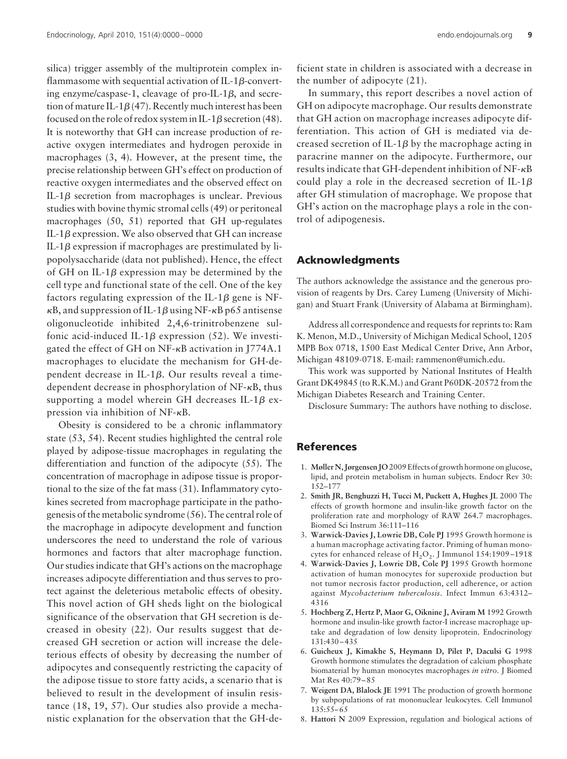silica) trigger assembly of the multiprotein complex inflammasome with sequential activation of IL-1β-converting enzyme/caspase-1, cleavage of pro-IL-1β, and secretion of mature IL-1β (47). Recently much interest has been focused on the role of redox system in IL-1β secretion (48). It is noteworthy that GH can increase production of reactive oxygen intermediates and hydrogen peroxide in macrophages (3, 4). However, at the present time, the precise relationship between GH's effect on production of reactive oxygen intermediates and the observed effect on IL-1β secretion from macrophages is unclear. Previous studies with bovine thymic stromal cells (49) or peritoneal macrophages (50, 51) reported that GH up-regulates IL-1β expression. We also observed that GH can increase IL-1β expression if macrophages are prestimulated by lipopolysaccharide (data not published). Hence, the effect of GH on IL-1β expression may be determined by the cell type and functional state of the cell. One of the key factors regulating expression of the IL-1β gene is NF-κB, and suppression of IL-1β using NF-κB p65 antisense oligonucleotide inhibited 2,4,6-trinitrobenzene sulfonic acid-induced IL-1β expression (52). We investigated the effect of GH on NF-κB activation in J774A.1 macrophages to elucidate the mechanism for GH-dependent decrease in IL-1β. Our results reveal a time-dependent decrease in phosphorylation of NF-κB, thus supporting a model wherein GH decreases IL-1β expression via inhibition of NF-κB.

Obesity is considered to be a chronic inflammatory state (53, 54). Recent studies highlighted the central role played by adipose-tissue macrophages in regulating the differentiation and function of the adipocyte (55). The concentration of macrophage in adipose tissue is proportional to the size of the fat mass (31). Inflammatory cytokines secreted from macrophage participate in the pathogenesis of the metabolic syndrome (56). The central role of the macrophage in adipocyte development and function underscores the need to understand the role of various hormones and factors that alter macrophage function. Our studies indicate that GH's actions on the macrophage increases adipocyte differentiation and thus serves to protect against the deleterious metabolic effects of obesity. This novel action of GH sheds light on the biological significance of the observation that GH secretion is decreased in obesity (22). Our results suggest that decreased GH secretion or action will increase the deleterious effects of obesity by decreasing the number of adipocytes and consequently restricting the capacity of the adipose tissue to store fatty acids, a scenario that is believed to result in the development of insulin resistance (18, 19, 57). Our studies also provide a mechanistic explanation for the observation that the GH-deficient state in children is associated with a decrease in the number of adipocyte (21).

In summary, this report describes a novel action of GH on adipocyte macrophage. Our results demonstrate that GH action on macrophage increases adipocyte differentiation. This action of GH is mediated via decreased secretion of IL-1β by the macrophage acting in paracrine manner on the adipocyte. Furthermore, our results indicate that GH-dependent inhibition of NF-κB could play a role in the decreased secretion of IL-1β after GH stimulation of macrophage. We propose that GH's action on the macrophage plays a role in the control of adipogenesis.

## Acknowledgments

The authors acknowledge the assistance and the generous provision of reagents by Drs. Carey Lumeng (University of Michigan) and Stuart Frank (University of Alabama at Birmingham).

Address all correspondence and requests for reprints to: Ram K. Menon, M.D., University of Michigan Medical School, 1205 MPB Box 0718, 1500 East Medical Center Drive, Ann Arbor, Michigan 48109-0718. E-mail: rammenon@umich.edu.

This work was supported by National Institutes of Health Grant DK49845 (to R.K.M.) and Grant P60DK-20572 from the Michigan Diabetes Research and Training Center.

Disclosure Summary: The authors have nothing to disclose.

## References

1. **Møller N, Jørgensen JO** 2009 Effects of growth hormone on glucose, lipid, and protein metabolism in human subjects. Endocr Rev 30: 152–177
2. **Smith JR, Benghuzzi H, Tucci M, Puckett A, Hughes JL** 2000 The effects of growth hormone and insulin-like growth factor on the proliferation rate and morphology of RAW 264.7 macrophages. Biomed Sci Instrum 36:111–116
3. **Warwick-Davies J, Lowrie DB, Cole PJ** 1995 Growth hormone is a human macrophage activating factor. Priming of human monocytes for enhanced release of $H_2O_2$. J Immunol 154:1909–1918
4. **Warwick-Davies J, Lowrie DB, Cole PJ** 1995 Growth hormone activation of human monocytes for superoxide production but not tumor necrosis factor production, cell adherence, or action against *Mycobacterium tuberculosis*. Infect Immun 63:4312–4316
5. **Hochberg Z, Hertz P, Maor G, Oiknine J, Aviram M** 1992 Growth hormone and insulin-like growth factor-I increase macrophage uptake and degradation of low density lipoprotein. Endocrinology 131:430–435
6. **Guicheux J, Kimakhe S, Heymann D, Pilet P, Daculsi G** 1998 Growth hormone stimulates the degradation of calcium phosphate biomaterial by human monocytes macrophages *in vitro*. J Biomed Mat Res 40:79–85
7. **Weigent DA, Blalock JE** 1991 The production of growth hormone by subpopulations of rat mononuclear leukocytes. Cell Immunol 135:55–65
8. **Hattori N** 2009 Expression, regulation and biological actions of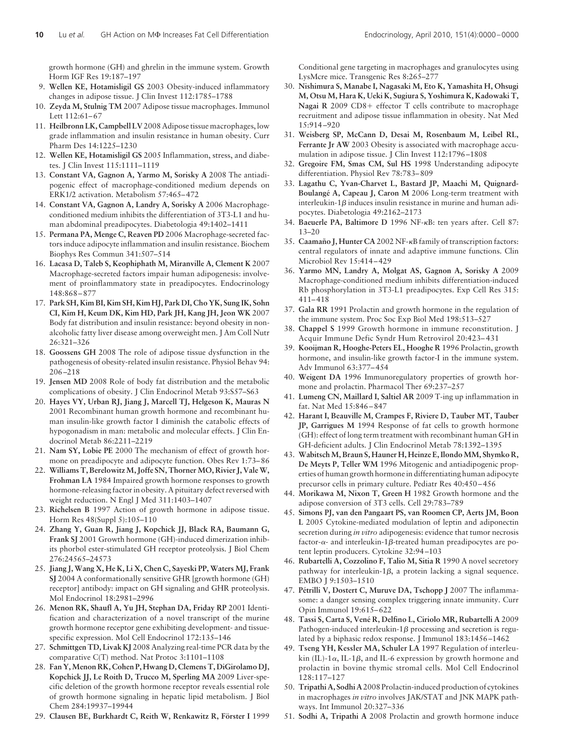growth hormone (GH) and ghrelin in the immune system. Growth Horm IGF Res 19:187–197

9. **Wellen KE, Hotamisligil GS** 2003 Obesity-induced inflammatory changes in adipose tissue. J Clin Invest 112:1785–1788
10. **Zeyda M, Stulnig TM** 2007 Adipose tissue macrophages. Immunol Lett 112:61–67
11. **Heilbronn LK, Campbell LV** 2008 Adipose tissue macrophages, low grade inflammation and insulin resistance in human obesity. Curr Pharm Des 14:1225–1230
12. **Wellen KE, Hotamisligil GS** 2005 Inflammation, stress, and diabetes. J Clin Invest 115:1111–1119
13. **Constant VA, Gagnon A, Yarmo M, Sorisky A** 2008 The antiadipogenic effect of macrophage-conditioned medium depends on ERK1/2 activation. Metabolism 57:465–472
14. **Constant VA, Gagnon A, Landry A, Sorisky A** 2006 Macrophage-conditioned medium inhibits the differentiation of 3T3-L1 and human abdominal preadipocytes. Diabetologia 49:1402–1411
15. **Permana PA, Menge C, Reaven PD** 2006 Macrophage-secreted factors induce adipocyte inflammation and insulin resistance. Biochem Biophys Res Commun 341:507–514
16. **Lacasa D, Taleb S, Keophiphath M, Miranville A, Clement K** 2007 Macrophage-secreted factors impair human adipogenesis: involvement of proinflammatory state in preadipocytes. Endocrinology 148:868–877
17. **Park SH, Kim BI, Kim SH, Kim HJ, Park DI, Cho YK, Sung IK, Sohn CI, Kim H, Keum DK, Kim HD, Park JH, Kang JH, Jeon WK** 2007 Body fat distribution and insulin resistance: beyond obesity in nonalcoholic fatty liver disease among overweight men. J Am Coll Nutr 26:321–326
18. **Goossens GH** 2008 The role of adipose tissue dysfunction in the pathogenesis of obesity-related insulin resistance. Physiol Behav 94: 206–218
19. **Jensen MD** 2008 Role of body fat distribution and the metabolic complications of obesity. J Clin Endocrinol Metab 93:S57–S63
20. **Hayes VY, Urban RJ, Jiang J, Marcell TJ, Helgeson K, Mauras N** 2001 Recombinant human growth hormone and recombinant human insulin-like growth factor I diminish the catabolic effects of hypogonadism in man: metabolic and molecular effects. J Clin Endocrinol Metab 86:2211–2219
21. **Nam SY, Lobie PE** 2000 The mechanism of effect of growth hormone on preadipocyte and adipocyte function. Obes Rev 1:73–86
22. **Williams T, Berelowitz M, Joffe SN, Thorner MO, Rivier J, Vale W, Frohman LA** 1984 Impaired growth hormone responses to growth hormone-releasing factor in obesity. A pituitary defect reversed with weight reduction. N Engl J Med 311:1403–1407
23. **Richelsen B** 1997 Action of growth hormone in adipose tissue. Horm Res 48(Suppl 5):105–110
24. **Zhang Y, Guan R, Jiang J, Kopchick JJ, Black RA, Baumann G, Frank SJ** 2001 Growth hormone (GH)-induced dimerization inhibits phorbol ester-stimulated GH receptor proteolysis. J Biol Chem 276:24565–24573
25. **Jiang J, Wang X, He K, Li X, Chen C, Sayeski PP, Waters MJ, Frank SJ** 2004 A conformationally sensitive GHR [growth hormone (GH) receptor] antibody: impact on GH signaling and GHR proteolysis. Mol Endocrinol 18:2981–2996
26. **Menon RK, Shaufl A, Yu JH, Stephan DA, Friday RP** 2001 Identification and characterization of a novel transcript of the murine growth hormone receptor gene exhibiting development- and tissue-specific expression. Mol Cell Endocrinol 172:135–146
27. **Schmittgen TD, Livak KJ** 2008 Analyzing real-time PCR data by the comparative C(T) method. Nat Protoc 3:1101–1108
28. **Fan Y, Menon RK, Cohen P, Hwang D, Clemens T, DiGirolamo DJ, Kopchick JJ, Le Roith D, Trucco M, Sperling MA** 2009 Liver-specific deletion of the growth hormone receptor reveals essential role of growth hormone signaling in hepatic lipid metabolism. J Biol Chem 284:19937–19944
29. **Clausen BE, Burkhardt C, Reith W, Renkawitz R, Förster I** 1999 Conditional gene targeting in macrophages and granulocytes using LysMcre mice. Transgenic Res 8:265–277
30. **Nishimura S, Manabe I, Nagasaki M, Eto K, Yamashita H, Ohsugi M, Otsu M, Hara K, Ueki K, Sugiura S, Yoshimura K, Kadowaki T, Nagai R** 2009 CD8+ effector T cells contribute to macrophage recruitment and adipose tissue inflammation in obesity. Nat Med 15:914–920
31. **Weisberg SP, McCann D, Desai M, Rosenbaum M, Leibel RL, Ferrante Jr AW** 2003 Obesity is associated with macrophage accumulation in adipose tissue. J Clin Invest 112:1796–1808
32. **Gregoire FM, Smas CM, Sul HS** 1998 Understanding adipocyte differentiation. Physiol Rev 78:783–809
33. **Lagathu C, Yvan-Charvet L, Bastard JP, Maachi M, Quignard-Boulangé A, Capeau J, Caron M** 2006 Long-term treatment with interleukin-1β induces insulin resistance in murine and human adipocytes. Diabetologia 49:2162–2173
34. **Baeuerle PA, Baltimore D** 1996 NF-κB: ten years after. Cell 87: 13–20
35. **Caamaño J, Hunter CA** 2002 NF-κB family of transcription factors: central regulators of innate and adaptive immune functions. Clin Microbiol Rev 15:414–429
36. **Yarmo MN, Landry A, Molgat AS, Gagnon A, Sorisky A** 2009 Macrophage-conditioned medium inhibits differentiation-induced Rb phosphorylation in 3T3-L1 preadipocytes. Exp Cell Res 315: 411–418
37. **Gala RR** 1991 Prolactin and growth hormone in the regulation of the immune system. Proc Soc Exp Biol Med 198:513–527
38. **Chappel S** 1999 Growth hormone in immune reconstitution. J Acquir Immune Defic Syndr Hum Retrovirol 20:423–431
39. **Kooijman R, Hooghe-Peters EL, Hooghe R** 1996 Prolactin, growth hormone, and insulin-like growth factor-I in the immune system. Adv Immunol 63:377–454
40. **Weigent DA** 1996 Immunoregulatory properties of growth hormone and prolactin. Pharmacol Ther 69:237–257
41. **Lumeng CN, Maillard I, Saltiel AR** 2009 T-ing up inflammation in fat. Nat Med 15:846–847
42. **Harant I, Beauville M, Crampes F, Riviere D, Tauber MT, Tauber JP, Garrigues M** 1994 Response of fat cells to growth hormone (GH): effect of long term treatment with recombinant human GH in GH-deficient adults. J Clin Endocrinol Metab 78:1392–1395
43. **Wabitsch M, Braun S, Hauner H, Heinze E, Ilondo MM, Shymko R, De Meyts P, Teller WM** 1996 Mitogenic and antiadipogenic properties of human growth hormone in differentiating human adipocyte precursor cells in primary culture. Pediatr Res 40:450–456
44. **Morikawa M, Nixon T, Green H** 1982 Growth hormone and the adipose conversion of 3T3 cells. Cell 29:783–789
45. **Simons PJ, van den Pangaart PS, van Roomen CP, Aerts JM, Boon L** 2005 Cytokine-mediated modulation of leptin and adiponectin secretion during *in vitro* adipogenesis: evidence that tumor necrosis factor-α- and interleukin-1β-treated human preadipocytes are potent leptin producers. Cytokine 32:94–103
46. **Rubartelli A, Cozzolino F, Talio M, Sitia R** 1990 A novel secretory pathway for interleukin-1β, a protein lacking a signal sequence. EMBO J 9:1503–1510
47. **Pétrilli V, Dostert C, Muruve DA, Tschopp J** 2007 The inflammasome: a danger sensing complex triggering innate immunity. Curr Opin Immunol 19:615–622
48. **Tassi S, Carta S, Vené R, Delfino L, Ciriolo MR, Rubartelli A** 2009 Pathogen-induced interleukin-1β processing and secretion is regulated by a biphasic redox response. J Immunol 183:1456–1462
49. **Tseng YH, Kessler MA, Schuler LA** 1997 Regulation of interleukin (IL)-1α, IL-1β, and IL-6 expression by growth hormone and prolactin in bovine thymic stromal cells. Mol Cell Endocrinol 128:117–127
50. **Tripathi A, Sodhi A** 2008 Prolactin-induced production of cytokines in macrophages *in vitro* involves JAK/STAT and JNK MAPK pathways. Int Immunol 20:327–336
51. **Sodhi A, Tripathi A** 2008 Prolactin and growth hormone induce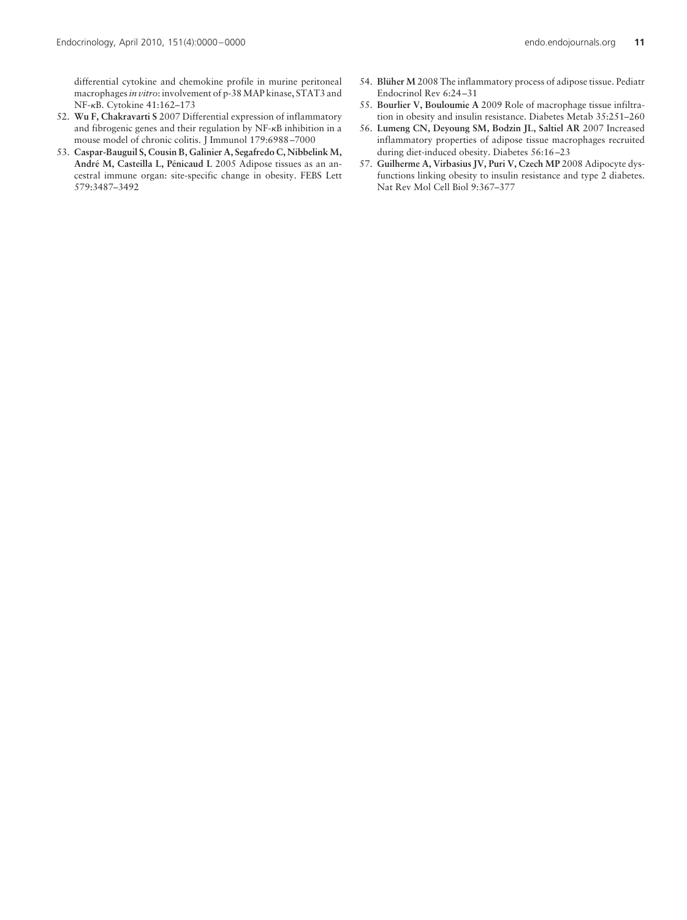differential cytokine and chemokine profile in murine peritoneal macrophages *in vitro*: involvement of p-38 MAP kinase, STAT3 and NF-κB. Cytokine 41:162–173

52. **Wu F, Chakravarti S** 2007 Differential expression of inflammatory and fibrogenic genes and their regulation by NF-κB inhibition in a mouse model of chronic colitis. J Immunol 179:6988–7000
53. **Caspar-Bauguil S, Cousin B, Galinier A, Segafredo C, Nibbelink M, André M, Casteilla L, Pénicaud L** 2005 Adipose tissues as an ancestral immune organ: site-specific change in obesity. FEBS Lett 579:3487–3492
54. **Blüher M** 2008 The inflammatory process of adipose tissue. Pediatr Endocrinol Rev 6:24–31
55. **Bourlier V, Bouloumie A** 2009 Role of macrophage tissue infiltration in obesity and insulin resistance. Diabetes Metab 35:251–260
56. **Lumeng CN, Deyoung SM, Bodzin JL, Saltiel AR** 2007 Increased inflammatory properties of adipose tissue macrophages recruited during diet-induced obesity. Diabetes 56:16–23
57. **Guilherme A, Virbasius JV, Puri V, Czech MP** 2008 Adipocyte dysfunctions linking obesity to insulin resistance and type 2 diabetes. Nat Rev Mol Cell Biol 9:367–377